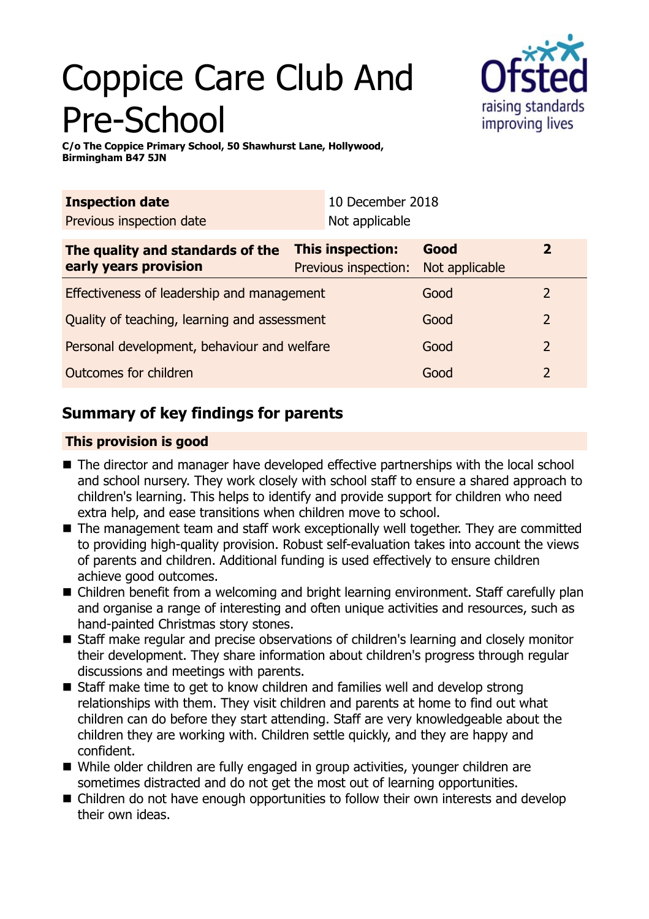# Coppice Care Club And Pre-School

**C/o The Coppice Primary School, 50 Shawhurst Lane, Hollywood, Birmingham B47 5JN**

| **Inspection date** | 10 December 2018 |
|---|---|
| Previous inspection date | Not applicable |

| **The quality and standards of the early years provision** | **This inspection:** | **Good** | **2** |
|---|---|---|---|
| | Previous inspection: | Not applicable | |
| Effectiveness of leadership and management | | Good | 2 |
| Quality of teaching, learning and assessment | | Good | 2 |
| Personal development, behaviour and welfare | | Good | 2 |
| Outcomes for children | | Good | 2 |

## Summary of key findings for parents

**This provision is good**

- The director and manager have developed effective partnerships with the local school and school nursery. They work closely with school staff to ensure a shared approach to children's learning. This helps to identify and provide support for children who need extra help, and ease transitions when children move to school.
- The management team and staff work exceptionally well together. They are committed to providing high-quality provision. Robust self-evaluation takes into account the views of parents and children. Additional funding is used effectively to ensure children achieve good outcomes.
- Children benefit from a welcoming and bright learning environment. Staff carefully plan and organise a range of interesting and often unique activities and resources, such as hand-painted Christmas story stones.
- Staff make regular and precise observations of children's learning and closely monitor their development. They share information about children's progress through regular discussions and meetings with parents.
- Staff make time to get to know children and families well and develop strong relationships with them. They visit children and parents at home to find out what children can do before they start attending. Staff are very knowledgeable about the children they are working with. Children settle quickly, and they are happy and confident.
- While older children are fully engaged in group activities, younger children are sometimes distracted and do not get the most out of learning opportunities.
- Children do not have enough opportunities to follow their own interests and develop their own ideas.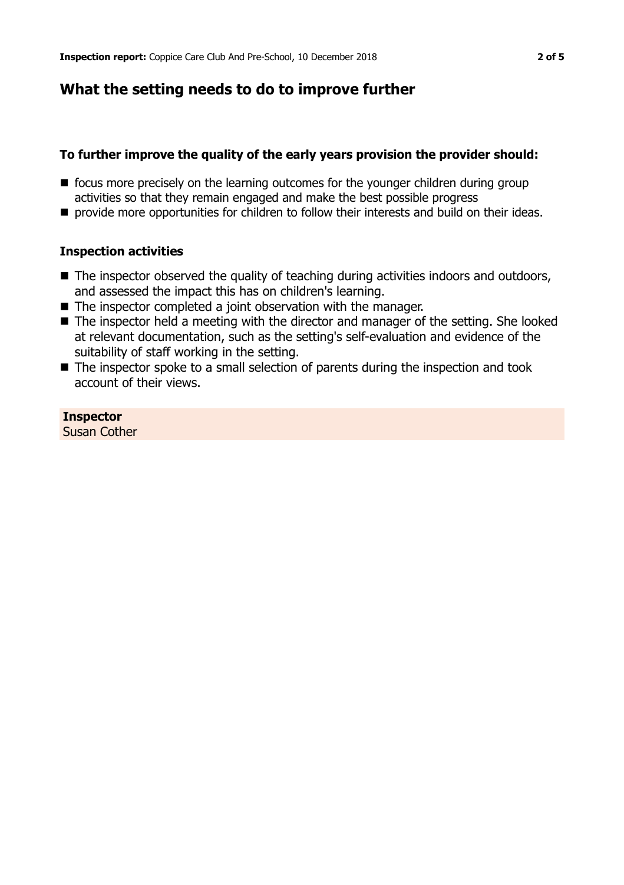## What the setting needs to do to improve further

**To further improve the quality of the early years provision the provider should:**

- focus more precisely on the learning outcomes for the younger children during group activities so that they remain engaged and make the best possible progress
- provide more opportunities for children to follow their interests and build on their ideas.

**Inspection activities**

- The inspector observed the quality of teaching during activities indoors and outdoors, and assessed the impact this has on children's learning.
- The inspector completed a joint observation with the manager.
- The inspector held a meeting with the director and manager of the setting. She looked at relevant documentation, such as the setting's self-evaluation and evidence of the suitability of staff working in the setting.
- The inspector spoke to a small selection of parents during the inspection and took account of their views.

**Inspector**
Susan Cother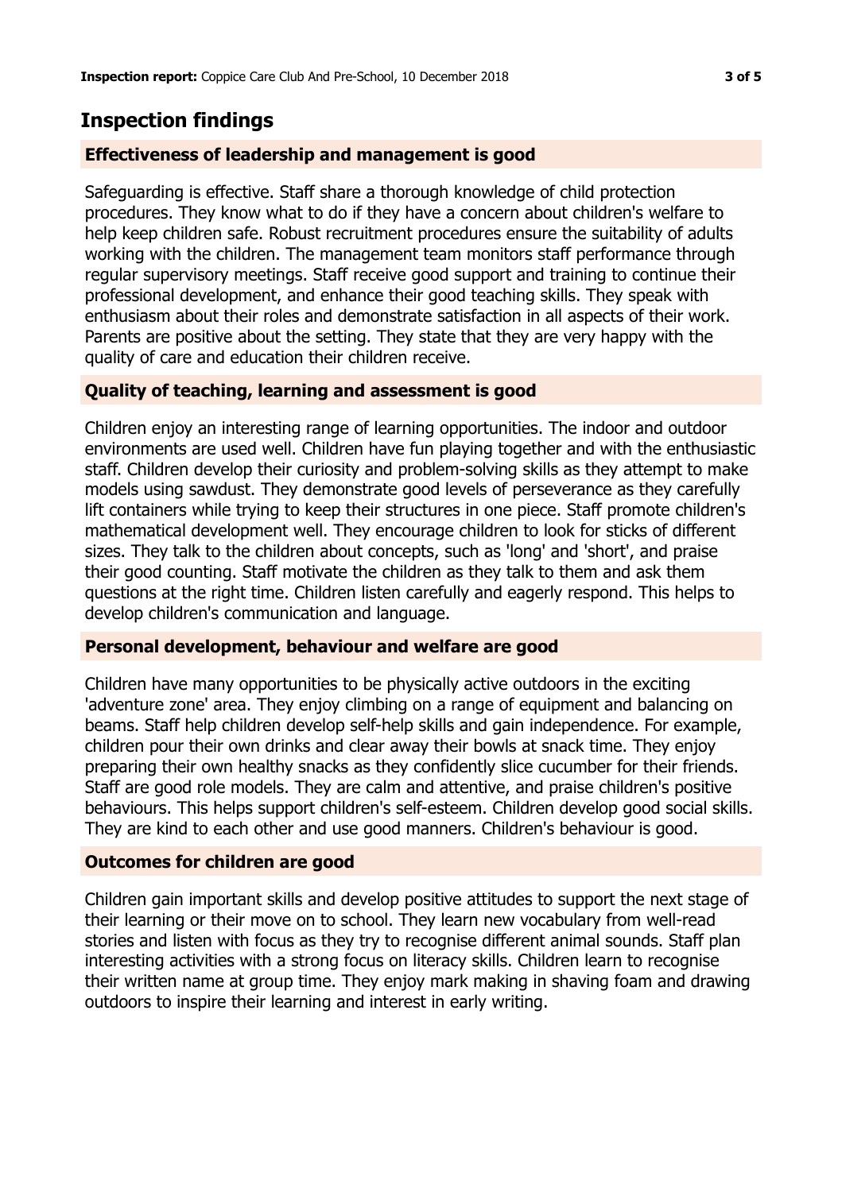## Inspection findings

### Effectiveness of leadership and management is good

Safeguarding is effective. Staff share a thorough knowledge of child protection procedures. They know what to do if they have a concern about children's welfare to help keep children safe. Robust recruitment procedures ensure the suitability of adults working with the children. The management team monitors staff performance through regular supervisory meetings. Staff receive good support and training to continue their professional development, and enhance their good teaching skills. They speak with enthusiasm about their roles and demonstrate satisfaction in all aspects of their work. Parents are positive about the setting. They state that they are very happy with the quality of care and education their children receive.

### Quality of teaching, learning and assessment is good

Children enjoy an interesting range of learning opportunities. The indoor and outdoor environments are used well. Children have fun playing together and with the enthusiastic staff. Children develop their curiosity and problem-solving skills as they attempt to make models using sawdust. They demonstrate good levels of perseverance as they carefully lift containers while trying to keep their structures in one piece. Staff promote children's mathematical development well. They encourage children to look for sticks of different sizes. They talk to the children about concepts, such as 'long' and 'short', and praise their good counting. Staff motivate the children as they talk to them and ask them questions at the right time. Children listen carefully and eagerly respond. This helps to develop children's communication and language.

### Personal development, behaviour and welfare are good

Children have many opportunities to be physically active outdoors in the exciting 'adventure zone' area. They enjoy climbing on a range of equipment and balancing on beams. Staff help children develop self-help skills and gain independence. For example, children pour their own drinks and clear away their bowls at snack time. They enjoy preparing their own healthy snacks as they confidently slice cucumber for their friends. Staff are good role models. They are calm and attentive, and praise children's positive behaviours. This helps support children's self-esteem. Children develop good social skills. They are kind to each other and use good manners. Children's behaviour is good.

### Outcomes for children are good

Children gain important skills and develop positive attitudes to support the next stage of their learning or their move on to school. They learn new vocabulary from well-read stories and listen with focus as they try to recognise different animal sounds. Staff plan interesting activities with a strong focus on literacy skills. Children learn to recognise their written name at group time. They enjoy mark making in shaving foam and drawing outdoors to inspire their learning and interest in early writing.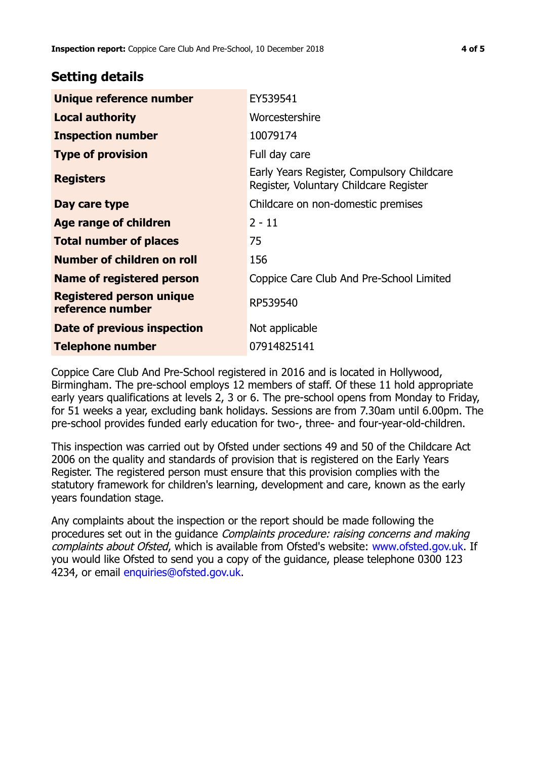## Setting details

| | |
|---|---|
| **Unique reference number** | EY539541 |
| **Local authority** | Worcestershire |
| **Inspection number** | 10079174 |
| **Type of provision** | Full day care |
| **Registers** | Early Years Register, Compulsory Childcare Register, Voluntary Childcare Register |
| **Day care type** | Childcare on non-domestic premises |
| **Age range of children** | 2 - 11 |
| **Total number of places** | 75 |
| **Number of children on roll** | 156 |
| **Name of registered person** | Coppice Care Club And Pre-School Limited |
| **Registered person unique reference number** | RP539540 |
| **Date of previous inspection** | Not applicable |
| **Telephone number** | 07914825141 |

Coppice Care Club And Pre-School registered in 2016 and is located in Hollywood, Birmingham. The pre-school employs 12 members of staff. Of these 11 hold appropriate early years qualifications at levels 2, 3 or 6. The pre-school opens from Monday to Friday, for 51 weeks a year, excluding bank holidays. Sessions are from 7.30am until 6.00pm. The pre-school provides funded early education for two-, three- and four-year-old-children.

This inspection was carried out by Ofsted under sections 49 and 50 of the Childcare Act 2006 on the quality and standards of provision that is registered on the Early Years Register. The registered person must ensure that this provision complies with the statutory framework for children's learning, development and care, known as the early years foundation stage.

Any complaints about the inspection or the report should be made following the procedures set out in the guidance *Complaints procedure: raising concerns and making complaints about Ofsted*, which is available from Ofsted's website: www.ofsted.gov.uk. If you would like Ofsted to send you a copy of the guidance, please telephone 0300 123 4234, or email enquiries@ofsted.gov.uk.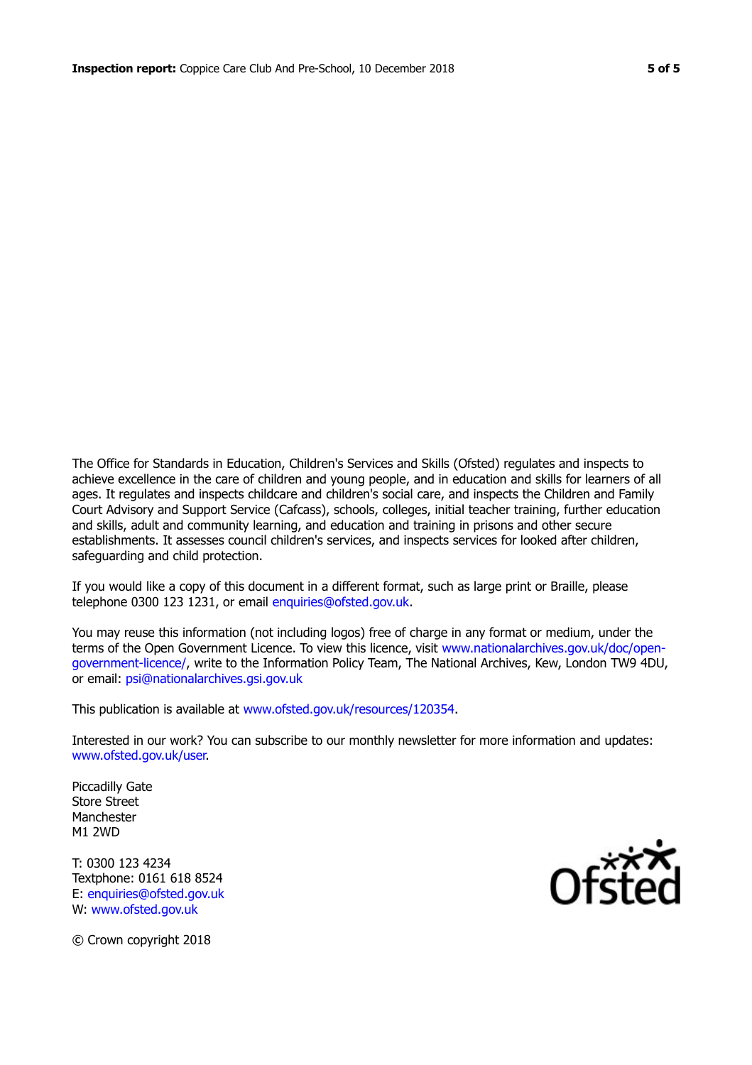The Office for Standards in Education, Children's Services and Skills (Ofsted) regulates and inspects to achieve excellence in the care of children and young people, and in education and skills for learners of all ages. It regulates and inspects childcare and children's social care, and inspects the Children and Family Court Advisory and Support Service (Cafcass), schools, colleges, initial teacher training, further education and skills, adult and community learning, and education and training in prisons and other secure establishments. It assesses council children's services, and inspects services for looked after children, safeguarding and child protection.

If you would like a copy of this document in a different format, such as large print or Braille, please telephone 0300 123 1231, or email enquiries@ofsted.gov.uk.

You may reuse this information (not including logos) free of charge in any format or medium, under the terms of the Open Government Licence. To view this licence, visit www.nationalarchives.gov.uk/doc/open-government-licence/, write to the Information Policy Team, The National Archives, Kew, London TW9 4DU, or email: psi@nationalarchives.gsi.gov.uk

This publication is available at www.ofsted.gov.uk/resources/120354.

Interested in our work? You can subscribe to our monthly newsletter for more information and updates: www.ofsted.gov.uk/user.

Piccadilly Gate
Store Street
Manchester
M1 2WD

T: 0300 123 4234
Textphone: 0161 618 8524
E: enquiries@ofsted.gov.uk
W: www.ofsted.gov.uk

© Crown copyright 2018